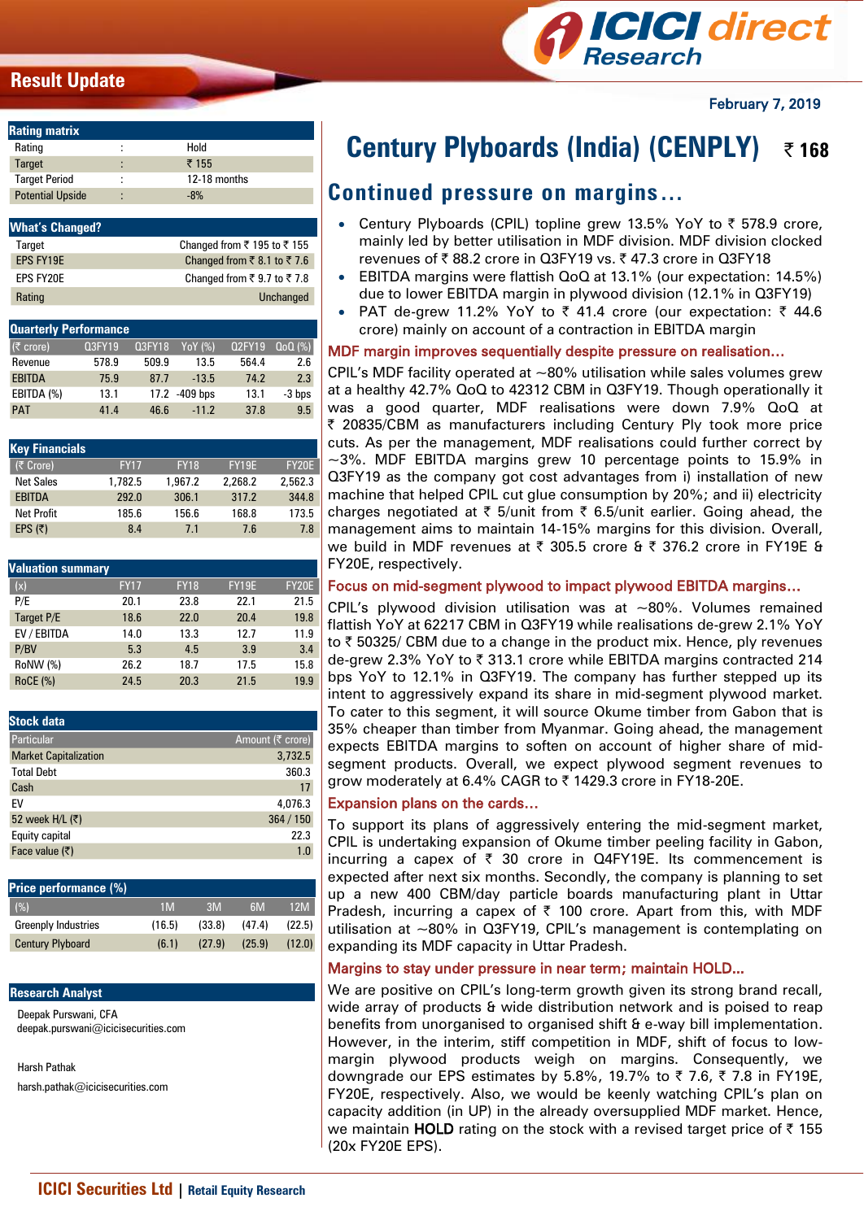# Result Update

February 7, 2019

## Rating matrix

| Rating | : | Hold |
|---|---|---|
| Target | : | ₹ 155 |
| Target Period | : | 12-18 months |
| Potential Upside | : | -8% |

## What's Changed?

| | |
|---|---|
| Target | Changed from ₹ 195 to ₹ 155 |
| EPS FY19E | Changed from ₹ 8.1 to ₹ 7.6 |
| EPS FY20E | Changed from ₹ 9.7 to ₹ 7.8 |
| Rating | Unchanged |

## Quarterly Performance

| (₹ crore) | Q3FY19 | Q3FY18 | YoY (%) | Q2FY19 | QoQ (%) |
|---|---|---|---|---|---|
| Revenue | 578.9 | 509.9 | 13.5 | 564.4 | 2.6 |
| EBITDA | 75.9 | 87.7 | -13.5 | 74.2 | 2.3 |
| EBITDA (%) | 13.1 | 17.2 | -409 bps | 13.1 | -3 bps |
| PAT | 41.4 | 46.6 | -11.2 | 37.8 | 9.5 |

## Key Financials

| (₹ Crore) | FY17 | FY18 | FY19E | FY20E |
|---|---|---|---|---|
| Net Sales | 1,782.5 | 1,967.2 | 2,268.2 | 2,562.3 |
| EBITDA | 292.0 | 306.1 | 317.2 | 344.8 |
| Net Profit | 185.6 | 156.6 | 168.8 | 173.5 |
| EPS (₹) | 8.4 | 7.1 | 7.6 | 7.8 |

## Valuation summary

| (x) | FY17 | FY18 | FY19E | FY20E |
|---|---|---|---|---|
| P/E | 20.1 | 23.8 | 22.1 | 21.5 |
| Target P/E | 18.6 | 22.0 | 20.4 | 19.8 |
| EV / EBITDA | 14.0 | 13.3 | 12.7 | 11.9 |
| P/BV | 5.3 | 4.5 | 3.9 | 3.4 |
| RoNW (%) | 26.2 | 18.7 | 17.5 | 15.8 |
| RoCE (%) | 24.5 | 20.3 | 21.5 | 19.9 |

## Stock data

| Particular | Amount (₹ crore) |
|---|---|
| Market Capitalization | 3,732.5 |
| Total Debt | 360.3 |
| Cash | 17 |
| EV | 4,076.3 |
| 52 week H/L (₹) | 364 / 150 |
| Equity capital | 22.3 |
| Face value (₹) | 1.0 |

## Price performance (%)

| (%) | 1M | 3M | 6M | 12M |
|---|---|---|---|---|
| Greenply Industries | (16.5) | (33.8) | (47.4) | (22.5) |
| Century Plyboard | (6.1) | (27.9) | (25.9) | (12.0) |

## Research Analyst

Deepak Purswani, CFA
deepak.purswani@icicisecurities.com

Harsh Pathak
harsh.pathak@icicisecurities.com

# Century Plyboards (India) (CENPLY) ₹ 168

## Continued pressure on margins…

- Century Plyboards (CPIL) topline grew 13.5% YoY to ₹ 578.9 crore, mainly led by better utilisation in MDF division. MDF division clocked revenues of ₹ 88.2 crore in Q3FY19 vs. ₹ 47.3 crore in Q3FY18
- EBITDA margins were flattish QoQ at 13.1% (our expectation: 14.5%) due to lower EBITDA margin in plywood division (12.1% in Q3FY19)
- PAT de-grew 11.2% YoY to ₹ 41.4 crore (our expectation: ₹ 44.6 crore) mainly on account of a contraction in EBITDA margin

### MDF margin improves sequentially despite pressure on realisation…

CPIL's MDF facility operated at ~80% utilisation while sales volumes grew at a healthy 42.7% QoQ to 42312 CBM in Q3FY19. Though operationally it was a good quarter, MDF realisations were down 7.9% QoQ at ₹ 20835/CBM as manufacturers including Century Ply took more price cuts. As per the management, MDF realisations could further correct by ~3%. MDF EBITDA margins grew 10 percentage points to 15.9% in Q3FY19 as the company got cost advantages from i) installation of new machine that helped CPIL cut glue consumption by 20%; and ii) electricity charges negotiated at ₹ 5/unit from ₹ 6.5/unit earlier. Going ahead, the management aims to maintain 14-15% margins for this division. Overall, we build in MDF revenues at ₹ 305.5 crore & ₹ 376.2 crore in FY19E & FY20E, respectively.

### Focus on mid-segment plywood to impact plywood EBITDA margins…

CPIL's plywood division utilisation was at ~80%. Volumes remained flattish YoY at 62217 CBM in Q3FY19 while realisations de-grew 2.1% YoY to ₹ 50325/ CBM due to a change in the product mix. Hence, ply revenues de-grew 2.3% YoY to ₹ 313.1 crore while EBITDA margins contracted 214 bps YoY to 12.1% in Q3FY19. The company has further stepped up its intent to aggressively expand its share in mid-segment plywood market. To cater to this segment, it will source Okume timber from Gabon that is 35% cheaper than timber from Myanmar. Going ahead, the management expects EBITDA margins to soften on account of higher share of mid-segment products. Overall, we expect plywood segment revenues to grow moderately at 6.4% CAGR to ₹ 1429.3 crore in FY18-20E.

### Expansion plans on the cards…

To support its plans of aggressively entering the mid-segment market, CPIL is undertaking expansion of Okume timber peeling facility in Gabon, incurring a capex of ₹ 30 crore in Q4FY19E. Its commencement is expected after next six months. Secondly, the company is planning to set up a new 400 CBM/day particle boards manufacturing plant in Uttar Pradesh, incurring a capex of ₹ 100 crore. Apart from this, with MDF utilisation at ~80% in Q3FY19, CPIL's management is contemplating on expanding its MDF capacity in Uttar Pradesh.

### Margins to stay under pressure in near term; maintain HOLD...

We are positive on CPIL's long-term growth given its strong brand recall, wide array of products & wide distribution network and is poised to reap benefits from unorganised to organised shift & e-way bill implementation. However, in the interim, stiff competition in MDF, shift of focus to low-margin plywood products weigh on margins. Consequently, we downgrade our EPS estimates by 5.8%, 19.7% to ₹ 7.6, ₹ 7.8 in FY19E, FY20E, respectively. Also, we would be keenly watching CPIL's plan on capacity addition (in UP) in the already oversupplied MDF market. Hence, we maintain **HOLD** rating on the stock with a revised target price of ₹ 155 (20x FY20E EPS).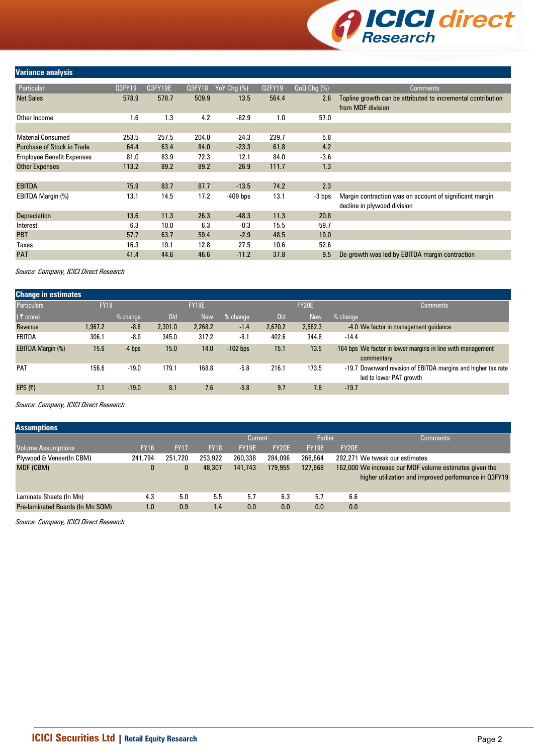## Variance analysis

| Particular | Q3FY19 | Q3FY19E | Q3FY18 | YoY Chg (%) | Q2FY19 | QoQ Chg (%) | Comments |
|---|---|---|---|---|---|---|---|
| Net Sales | 578.9 | 578.7 | 509.9 | 13.5 | 564.4 | 2.6 | Topline growth can be attributed to incremental contribution from MDF division |
| Other Income | 1.6 | 1.3 | 4.2 | -62.9 | 1.0 | 57.0 | |
| | | | | | | | |
| Material Consumed | 253.5 | 257.5 | 204.0 | 24.3 | 239.7 | 5.8 | |
| Purchase of Stock in Trade | 64.4 | 63.4 | 84.0 | -23.3 | 61.8 | 4.2 | |
| Employee Benefit Expenses | 81.0 | 83.9 | 72.3 | 12.1 | 84.0 | -3.6 | |
| Other Expenses | 113.2 | 89.2 | 89.2 | 26.9 | 111.7 | 1.3 | |
| | | | | | | | |
| EBITDA | 75.9 | 83.7 | 87.7 | -13.5 | 74.2 | 2.3 | |
| EBITDA Margin (%) | 13.1 | 14.5 | 17.2 | -409 bps | 13.1 | -3 bps | Margin contraction was on account of significant margin decline in plywood division |
| Depreciation | 13.6 | 11.3 | 26.3 | -48.3 | 11.3 | 20.8 | |
| Interest | 6.3 | 10.0 | 6.3 | -0.3 | 15.5 | -59.7 | |
| PBT | 57.7 | 63.7 | 59.4 | -2.9 | 48.5 | 19.0 | |
| Taxes | 16.3 | 19.1 | 12.8 | 27.5 | 10.6 | 52.6 | |
| PAT | 41.4 | 44.6 | 46.6 | -11.2 | 37.8 | 9.5 | De-growth was led by EBITDA margin contraction |

*Source: Company, ICICI Direct Research*

## Change in estimates

| Particulars | FY18 | | FY19E | | | FY20E | | | Comments |
|---|---|---|---|---|---|---|---|---|---|
| (₹ crore) | | % change | Old | New | % change | Old | New | % change | |
| Revenue | 1,967.2 | -8.8 | 2,301.0 | 2,268.2 | -1.4 | 2,670.2 | 2,562.3 | -4.0 | We factor in management guidance |
| EBITDA | 306.1 | -8.9 | 345.0 | 317.2 | -8.1 | 402.6 | 344.8 | -14.4 | |
| EBITDA Margin (%) | 15.6 | -4 bps | 15.0 | 14.0 | -102 bps | 15.1 | 13.5 | -164 bps | We factor in lower margins in line with management commentary |
| PAT | 156.6 | -19.0 | 179.1 | 168.8 | -5.8 | 216.1 | 173.5 | -19.7 | Downward revision of EBITDA margins and higher tax rate led to lower PAT growth |
| EPS (₹) | 7.1 | -19.0 | 8.1 | 7.6 | -5.8 | 9.7 | 7.8 | -19.7 | |

*Source: Company, ICICI Direct Research*

## Assumptions

| | | | | Current | | Earlier | | Comments |
|---|---|---|---|---|---|---|---|---|
| Volume Assumptions | FY16 | FY17 | FY18 | FY19E | FY20E | FY19E | FY20E | |
| Plywood & Veneer(In CBM) | 241,794 | 251,720 | 253,922 | 260,338 | 284,096 | 266,664 | 292,271 | We tweak our estimates |
| MDF (CBM) | 0 | 0 | 48,307 | 141,743 | 179,955 | 127,668 | 162,000 | We increase our MDF volume estimates given the higher utilization and improved performance in Q3FY19 |
| Laminate Sheets (In Mn) | 4.3 | 5.0 | 5.5 | 5.7 | 6.3 | 5.7 | 6.6 | |
| Pre-laminated Boards (In Mn SQM) | 1.0 | 0.9 | 1.4 | 0.0 | 0.0 | 0.0 | 0.0 | |

*Source: Company, ICICI Direct Research*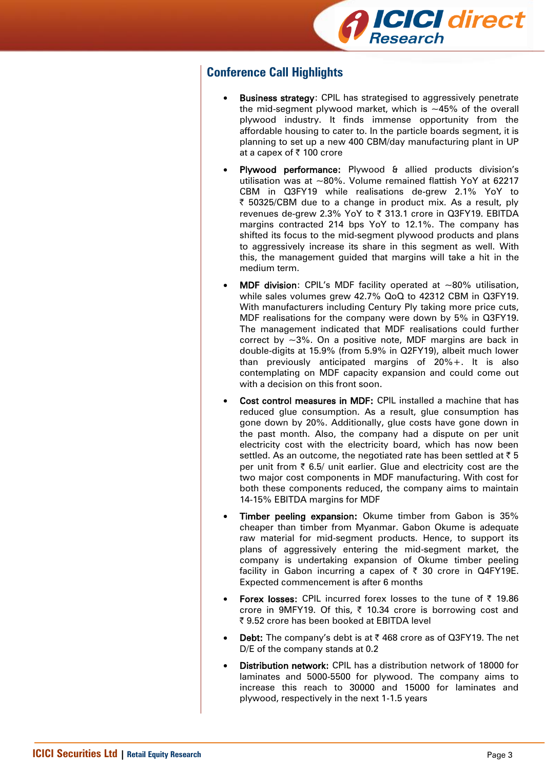## Conference Call Highlights

- **Business strategy**: CPIL has strategised to aggressively penetrate the mid-segment plywood market, which is ~45% of the overall plywood industry. It finds immense opportunity from the affordable housing to cater to. In the particle boards segment, it is planning to set up a new 400 CBM/day manufacturing plant in UP at a capex of ₹ 100 crore
- **Plywood performance:** Plywood & allied products division's utilisation was at ~80%. Volume remained flattish YoY at 62217 CBM in Q3FY19 while realisations de-grew 2.1% YoY to ₹ 50325/CBM due to a change in product mix. As a result, ply revenues de-grew 2.3% YoY to ₹ 313.1 crore in Q3FY19. EBITDA margins contracted 214 bps YoY to 12.1%. The company has shifted its focus to the mid-segment plywood products and plans to aggressively increase its share in this segment as well. With this, the management guided that margins will take a hit in the medium term.
- **MDF division**: CPIL's MDF facility operated at ~80% utilisation, while sales volumes grew 42.7% QoQ to 42312 CBM in Q3FY19. With manufacturers including Century Ply taking more price cuts, MDF realisations for the company were down by 5% in Q3FY19. The management indicated that MDF realisations could further correct by ~3%. On a positive note, MDF margins are back in double-digits at 15.9% (from 5.9% in Q2FY19), albeit much lower than previously anticipated margins of 20%+. It is also contemplating on MDF capacity expansion and could come out with a decision on this front soon.
- **Cost control measures in MDF:** CPIL installed a machine that has reduced glue consumption. As a result, glue consumption has gone down by 20%. Additionally, glue costs have gone down in the past month. Also, the company had a dispute on per unit electricity cost with the electricity board, which has now been settled. As an outcome, the negotiated rate has been settled at ₹ 5 per unit from ₹ 6.5/ unit earlier. Glue and electricity cost are the two major cost components in MDF manufacturing. With cost for both these components reduced, the company aims to maintain 14-15% EBITDA margins for MDF
- **Timber peeling expansion:** Okume timber from Gabon is 35% cheaper than timber from Myanmar. Gabon Okume is adequate raw material for mid-segment products. Hence, to support its plans of aggressively entering the mid-segment market, the company is undertaking expansion of Okume timber peeling facility in Gabon incurring a capex of ₹ 30 crore in Q4FY19E. Expected commencement is after 6 months
- **Forex losses:** CPIL incurred forex losses to the tune of ₹ 19.86 crore in 9MFY19. Of this, ₹ 10.34 crore is borrowing cost and ₹ 9.52 crore has been booked at EBITDA level
- **Debt:** The company's debt is at ₹ 468 crore as of Q3FY19. The net D/E of the company stands at 0.2
- **Distribution network:** CPIL has a distribution network of 18000 for laminates and 5000-5500 for plywood. The company aims to increase this reach to 30000 and 15000 for laminates and plywood, respectively in the next 1-1.5 years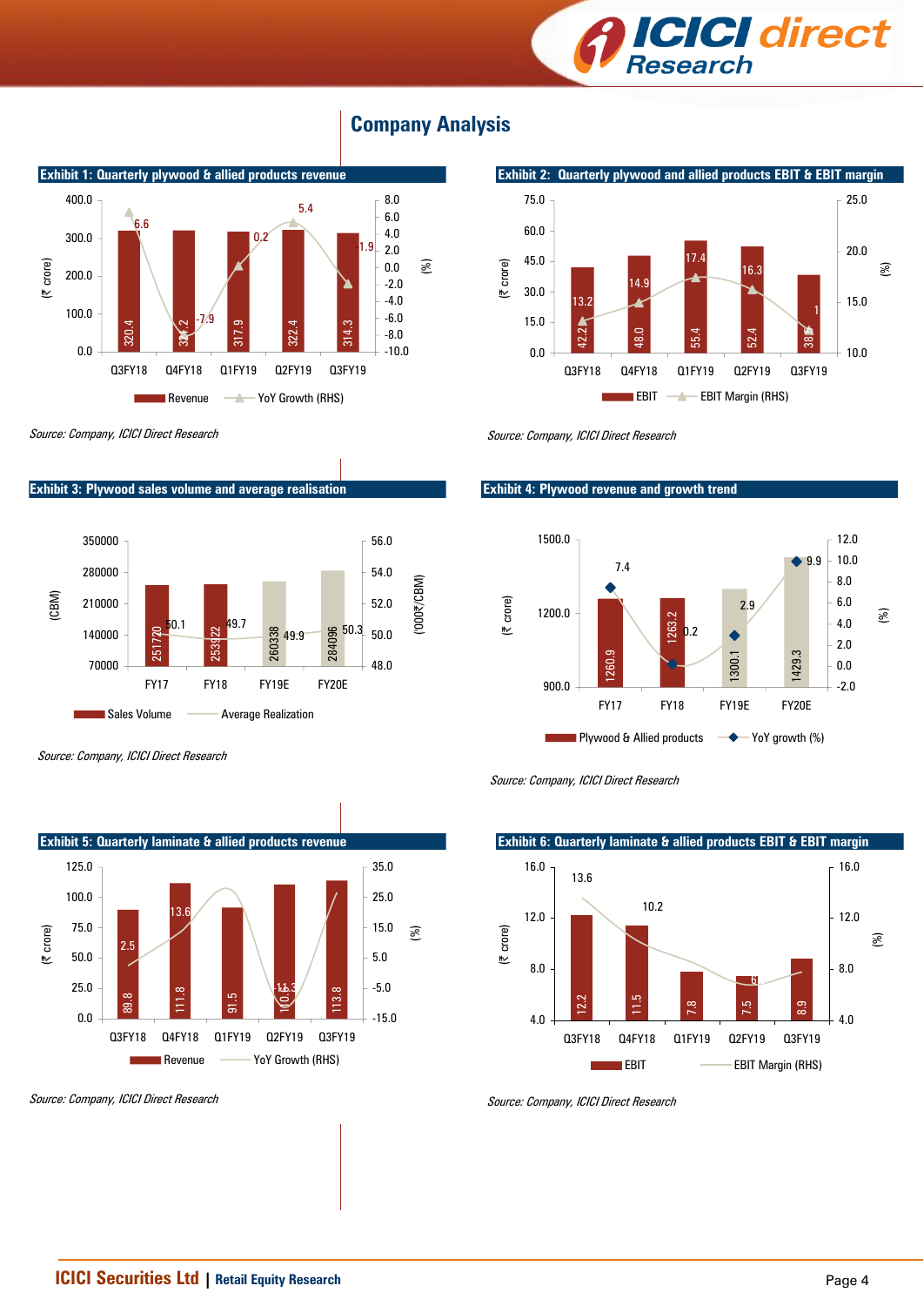## Company Analysis

**Exhibit 1: Quarterly plywood & allied products revenue**

| | Q3FY18 | Q4FY18 | Q1FY19 | Q2FY19 | Q3FY19 |
|---|---|---|---|---|---|
| Revenue (₹ crore) | 320.4 | 321.2 | 317.9 | 322.4 | 314.3 |
| YoY Growth (RHS) (%) | 6.6 | -7.9 | 0.2 | 5.4 | -1.9 |

*Source: Company, ICICI Direct Research*

**Exhibit 2: Quarterly plywood and allied products EBIT & EBIT margin**

| | Q3FY18 | Q4FY18 | Q1FY19 | Q2FY19 | Q3FY19 |
|---|---|---|---|---|---|
| EBIT (₹ crore) | 42.2 | 48.0 | 55.4 | 52.4 | 38.3 |
| EBIT Margin (RHS) (%) | 13.2 | 14.9 | 17.4 | 16.3 | 1 |

*Source: Company, ICICI Direct Research*

**Exhibit 3: Plywood sales volume and average realisation**

| | FY17 | FY18 | FY19E | FY20E |
|---|---|---|---|---|
| Sales Volume (CBM) | 251720 | 253922 | 260338 | 284096 |
| Average Realization (₹'000/CBM) | 50.1 | 49.7 | 49.9 | 50.3 |

*Source: Company, ICICI Direct Research*

**Exhibit 4: Plywood revenue and growth trend**

| | FY17 | FY18 | FY19E | FY20E |
|---|---|---|---|---|
| Plywood & Allied products (₹ crore) | 1260.9 | 1263.2 | 1300.1 | 1429.3 |
| YoY growth (%) | 7.4 | 0.2 | 2.9 | 9.9 |

*Source: Company, ICICI Direct Research*

**Exhibit 5: Quarterly laminate & allied products revenue**

| | Q3FY18 | Q4FY18 | Q1FY19 | Q2FY19 | Q3FY19 |
|---|---|---|---|---|---|
| Revenue (₹ crore) | 89.8 | 111.8 | 91.5 | 110.3 | 113.8 |
| YoY Growth (RHS) (%) | 2.5 | 13.6 | | -11.3 | |

*Source: Company, ICICI Direct Research*

**Exhibit 6: Quarterly laminate & allied products EBIT & EBIT margin**

| | Q3FY18 | Q4FY18 | Q1FY19 | Q2FY19 | Q3FY19 |
|---|---|---|---|---|---|
| EBIT (₹ crore) | 12.2 | 11.5 | 7.8 | 7.5 | 8.9 |
| EBIT Margin (RHS) (%) | 13.6 | 10.2 | | 6 | |

*Source: Company, ICICI Direct Research*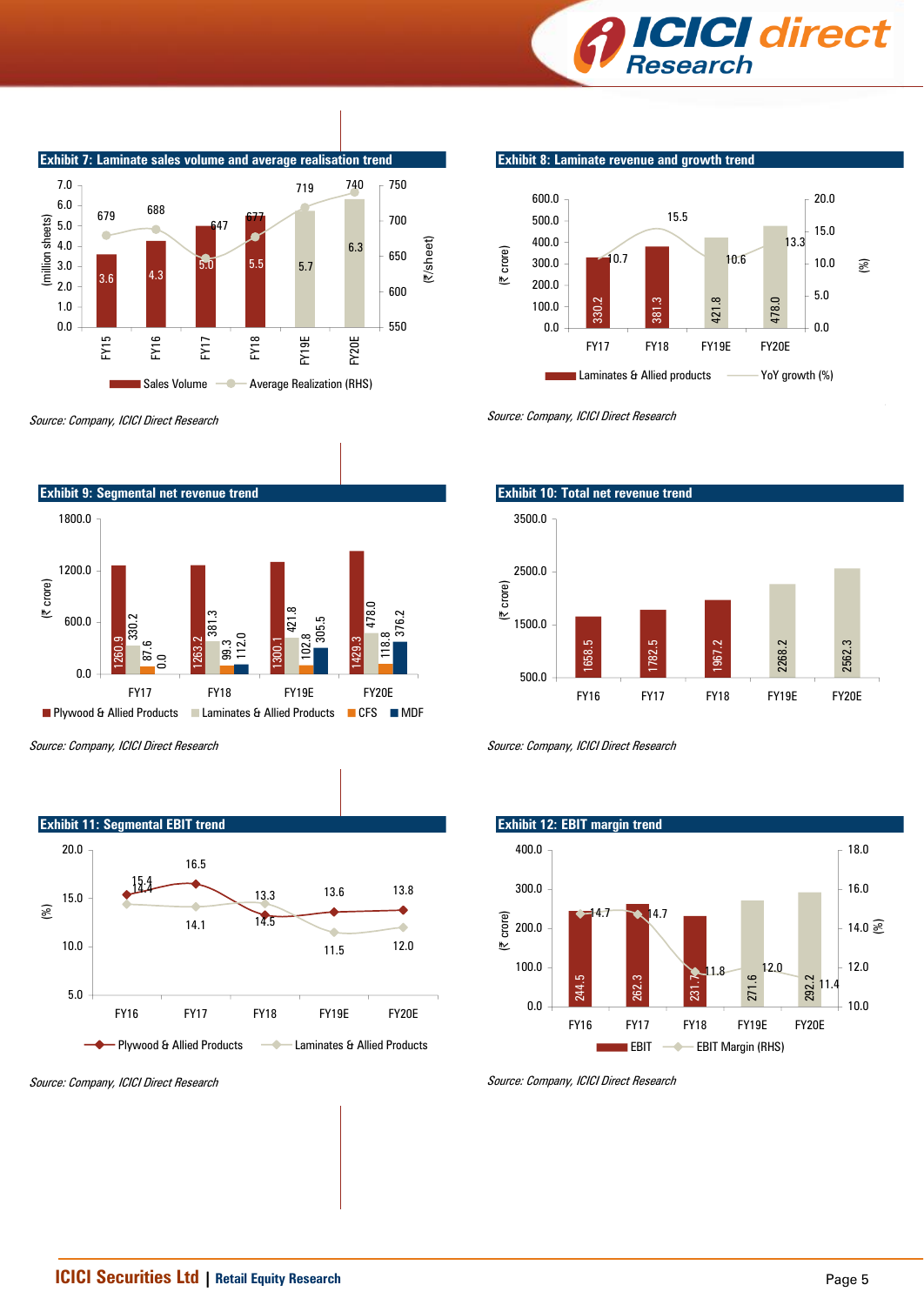### Exhibit 7: Laminate sales volume and average realisation trend

| | FY15 | FY16 | FY17 | FY18 | FY19E | FY20E |
|---|---|---|---|---|---|---|
| Sales Volume (million sheets) | 3.6 | 4.3 | 5.0 | 5.5 | 5.7 | 6.3 |
| Average Realization (RHS) (₹/sheet) | 679 | 688 | 647 | 677 | 719 | 740 |

*Source: Company, ICICI Direct Research*

### Exhibit 8: Laminate revenue and growth trend

| | FY17 | FY18 | FY19E | FY20E |
|---|---|---|---|---|
| Laminates & Allied products (₹ crore) | 330.2 | 381.3 | 421.8 | 478.0 |
| YoY growth (%) | 10.7 | 15.5 | 10.6 | 13.3 |

*Source: Company, ICICI Direct Research*

### Exhibit 9: Segmental net revenue trend

| (₹ crore) | FY17 | FY18 | FY19E | FY20E |
|---|---|---|---|---|
| Plywood & Allied Products | 1260.9 | 1263.2 | 1300.1 | 1429.3 |
| Laminates & Allied Products | 330.2 | 381.3 | 421.8 | 478.0 |
| CFS | 87.6 | 99.3 | 102.8 | 118.8 |
| MDF | 0.0 | 112.0 | 305.5 | 376.2 |

*Source: Company, ICICI Direct Research*

### Exhibit 10: Total net revenue trend

| | FY16 | FY17 | FY18 | FY19E | FY20E |
|---|---|---|---|---|---|
| Total net revenue (₹ crore) | 1658.5 | 1782.5 | 1967.2 | 2268.2 | 2562.3 |

*Source: Company, ICICI Direct Research*

### Exhibit 11: Segmental EBIT trend

| (%) | FY16 | FY17 | FY18 | FY19E | FY20E |
|---|---|---|---|---|---|
| Plywood & Allied Products | 15.4 | 16.5 | 13.3 | 13.6 | 13.8 |
| Laminates & Allied Products | 14.4 | 14.1 | 14.5 | 11.5 | 12.0 |

*Source: Company, ICICI Direct Research*

### Exhibit 12: EBIT margin trend

| | FY16 | FY17 | FY18 | FY19E | FY20E |
|---|---|---|---|---|---|
| EBIT (₹ crore) | 244.5 | 262.3 | 231.7 | 271.6 | 292.2 |
| EBIT Margin (RHS) (%) | 14.7 | 14.7 | 11.8 | 12.0 | 11.4 |

*Source: Company, ICICI Direct Research*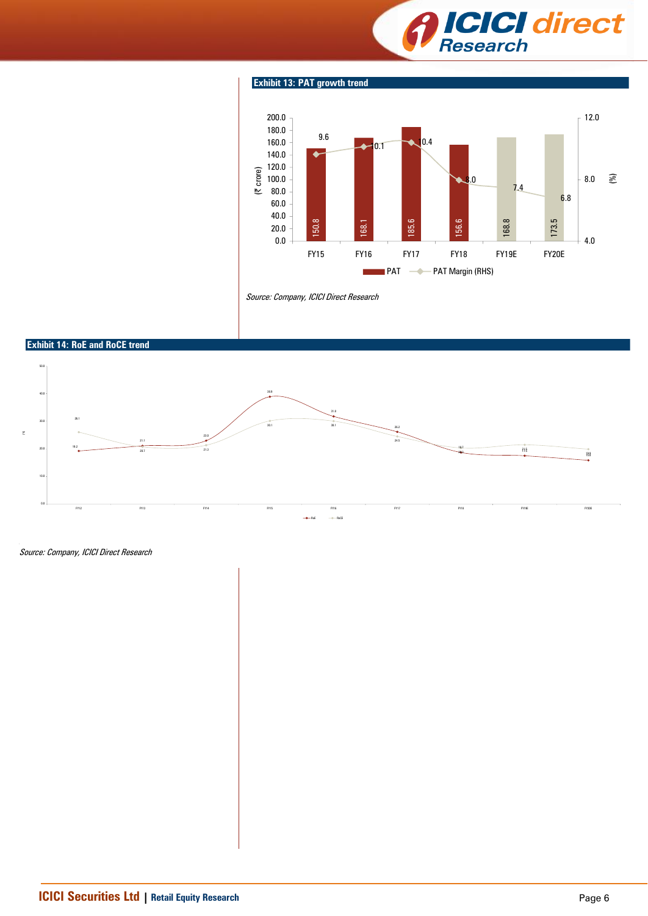**Exhibit 13: PAT growth trend**

| | FY15 | FY16 | FY17 | FY18 | FY19E | FY20E |
|---|---|---|---|---|---|---|
| PAT (₹ crore) | 150.8 | 168.1 | 185.6 | 156.6 | 168.8 | 173.5 |
| PAT Margin (RHS) (%) | 9.6 | 10.1 | 10.4 | 8.0 | 7.4 | 6.8 |

*Source: Company, ICICI Direct Research*

**Exhibit 14: RoE and RoCE trend**

| (%) | FY12 | FY13 | FY14 | FY15 | FY16 | FY17 | FY18 | FY19E | FY20E |
|---|---|---|---|---|---|---|---|---|---|
| RoE | 19.2 | 21.1 | 23.0 | 38.8 | 31.8 | 26.2 | 18.7 | 17.5 | 15.8 |
| RoCE | 26.1 | 20.7 | 21.3 | 30.1 | 30.1 | 24.5 | 19.2 | 21.3 | 19.8 |

*Source: Company, ICICI Direct Research*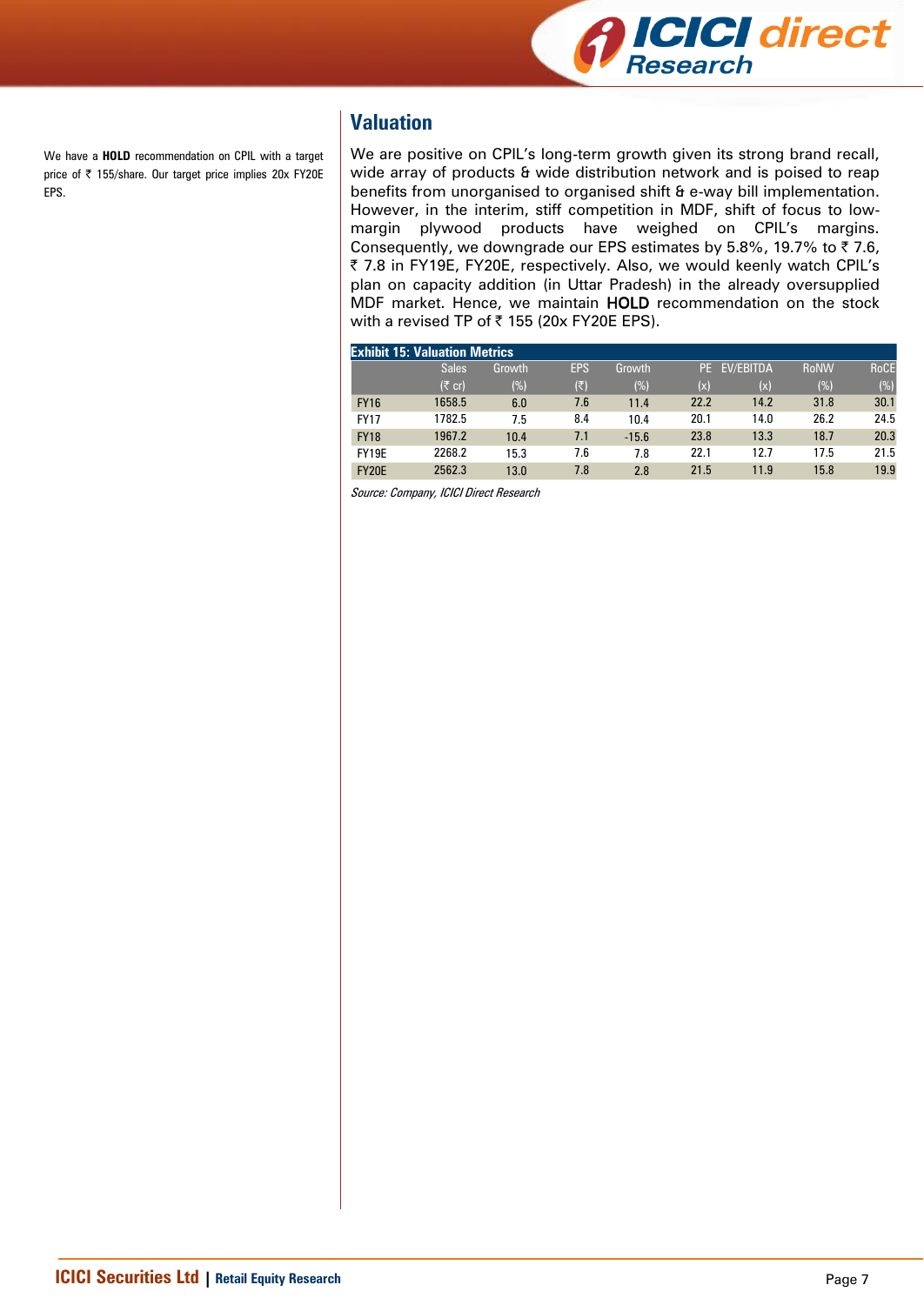We have a **HOLD** recommendation on CPIL with a target price of ₹ 155/share. Our target price implies 20x FY20E EPS.

## Valuation

We are positive on CPIL's long-term growth given its strong brand recall, wide array of products & wide distribution network and is poised to reap benefits from unorganised to organised shift & e-way bill implementation. However, in the interim, stiff competition in MDF, shift of focus to low-margin plywood products have weighed on CPIL's margins. Consequently, we downgrade our EPS estimates by 5.8%, 19.7% to ₹ 7.6, ₹ 7.8 in FY19E, FY20E, respectively. Also, we would keenly watch CPIL's plan on capacity addition (in Uttar Pradesh) in the already oversupplied MDF market. Hence, we maintain **HOLD** recommendation on the stock with a revised TP of ₹ 155 (20x FY20E EPS).

**Exhibit 15: Valuation Metrics**

| | Sales (₹ cr) | Growth (%) | EPS (₹) | Growth (%) | PE (x) | EV/EBITDA (x) | RoNW (%) | RoCE (%) |
|---|---|---|---|---|---|---|---|---|
| FY16 | 1658.5 | 6.0 | 7.6 | 11.4 | 22.2 | 14.2 | 31.8 | 30.1 |
| FY17 | 1782.5 | 7.5 | 8.4 | 10.4 | 20.1 | 14.0 | 26.2 | 24.5 |
| FY18 | 1967.2 | 10.4 | 7.1 | -15.6 | 23.8 | 13.3 | 18.7 | 20.3 |
| FY19E | 2268.2 | 15.3 | 7.6 | 7.8 | 22.1 | 12.7 | 17.5 | 21.5 |
| FY20E | 2562.3 | 13.0 | 7.8 | 2.8 | 21.5 | 11.9 | 15.8 | 19.9 |

*Source: Company, ICICI Direct Research*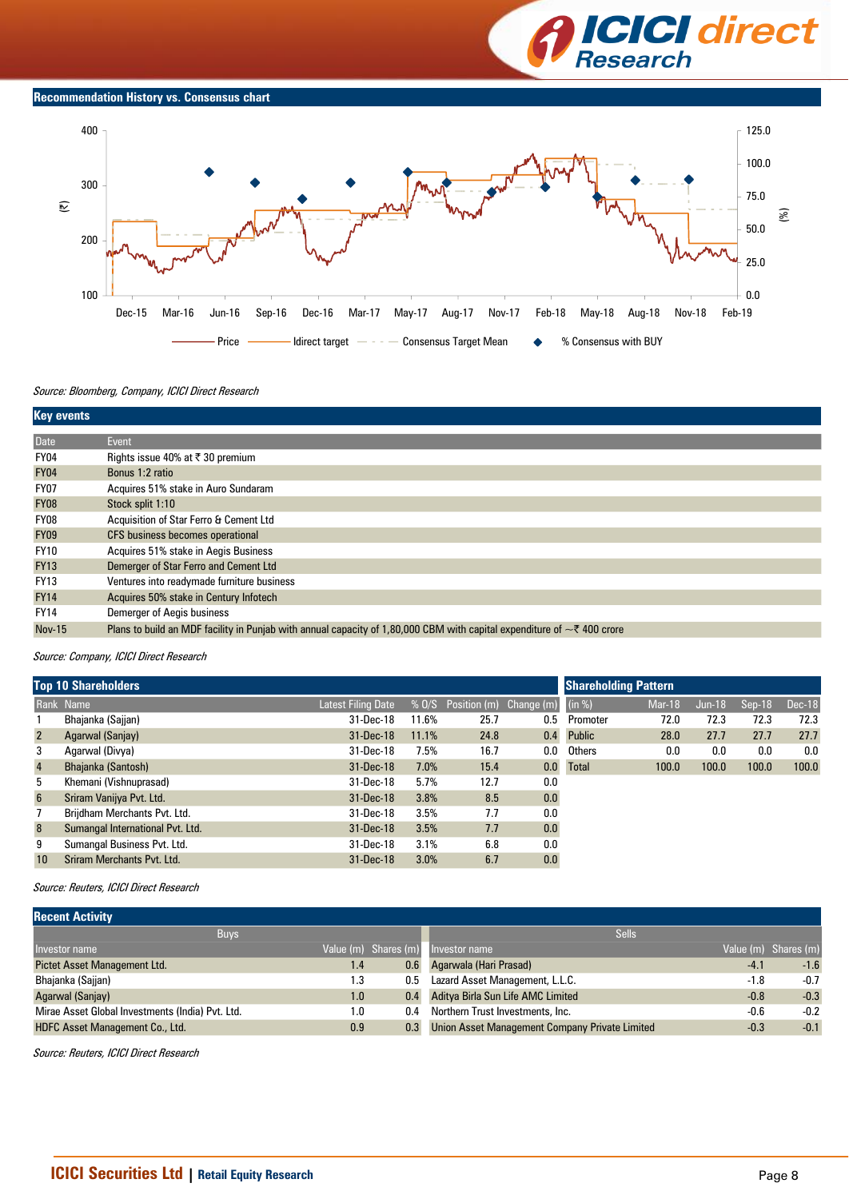## Recommendation History vs. Consensus chart

Source: Bloomberg, Company, ICICI Direct Research

## Key events

| Date | Event |
|---|---|
| FY04 | Rights issue 40% at ₹ 30 premium |
| FY04 | Bonus 1:2 ratio |
| FY07 | Acquires 51% stake in Auro Sundaram |
| FY08 | Stock split 1:10 |
| FY08 | Acquisition of Star Ferro & Cement Ltd |
| FY09 | CFS business becomes operational |
| FY10 | Acquires 51% stake in Aegis Business |
| FY13 | Demerger of Star Ferro and Cement Ltd |
| FY13 | Ventures into readymade furniture business |
| FY14 | Acquires 50% stake in Century Infotech |
| FY14 | Demerger of Aegis business |
| Nov-15 | Plans to build an MDF facility in Punjab with annual capacity of 1,80,000 CBM with capital expenditure of ~₹ 400 crore |

*Source: Company, ICICI Direct Research*

## Top 10 Shareholders

| Rank | Name | Latest Filing Date | % O/S | Position (m) | Change (m) |
|---|---|---|---|---|---|
| 1 | Bhajanka (Sajjan) | 31-Dec-18 | 11.6% | 25.7 | 0.5 |
| 2 | Agarwal (Sanjay) | 31-Dec-18 | 11.1% | 24.8 | 0.4 |
| 3 | Agarwal (Divya) | 31-Dec-18 | 7.5% | 16.7 | 0.0 |
| 4 | Bhajanka (Santosh) | 31-Dec-18 | 7.0% | 15.4 | 0.0 |
| 5 | Khemani (Vishnuprasad) | 31-Dec-18 | 5.7% | 12.7 | 0.0 |
| 6 | Sriram Vanijya Pvt. Ltd. | 31-Dec-18 | 3.8% | 8.5 | 0.0 |
| 7 | Brijdham Merchants Pvt. Ltd. | 31-Dec-18 | 3.5% | 7.7 | 0.0 |
| 8 | Sumangal International Pvt. Ltd. | 31-Dec-18 | 3.5% | 7.7 | 0.0 |
| 9 | Sumangal Business Pvt. Ltd. | 31-Dec-18 | 3.1% | 6.8 | 0.0 |
| 10 | Sriram Merchants Pvt. Ltd. | 31-Dec-18 | 3.0% | 6.7 | 0.0 |

*Source: Reuters, ICICI Direct Research*

## Shareholding Pattern

| (in %) | Mar-18 | Jun-18 | Sep-18 | Dec-18 |
|---|---|---|---|---|
| Promoter | 72.0 | 72.3 | 72.3 | 72.3 |
| Public | 28.0 | 27.7 | 27.7 | 27.7 |
| Others | 0.0 | 0.0 | 0.0 | 0.0 |
| Total | 100.0 | 100.0 | 100.0 | 100.0 |

## Recent Activity

| Buys | | | Sells | | |
|---|---|---|---|---|---|
| Investor name | Value (m) | Shares (m) | Investor name | Value (m) | Shares (m) |
| Pictet Asset Management Ltd. | 1.4 | 0.6 | Agarwala (Hari Prasad) | -4.1 | -1.6 |
| Bhajanka (Sajjan) | 1.3 | 0.5 | Lazard Asset Management, L.L.C. | -1.8 | -0.7 |
| Agarwal (Sanjay) | 1.0 | 0.4 | Aditya Birla Sun Life AMC Limited | -0.8 | -0.3 |
| Mirae Asset Global Investments (India) Pvt. Ltd. | 1.0 | 0.4 | Northern Trust Investments, Inc. | -0.6 | -0.2 |
| HDFC Asset Management Co., Ltd. | 0.9 | 0.3 | Union Asset Management Company Private Limited | -0.3 | -0.1 |

*Source: Reuters, ICICI Direct Research*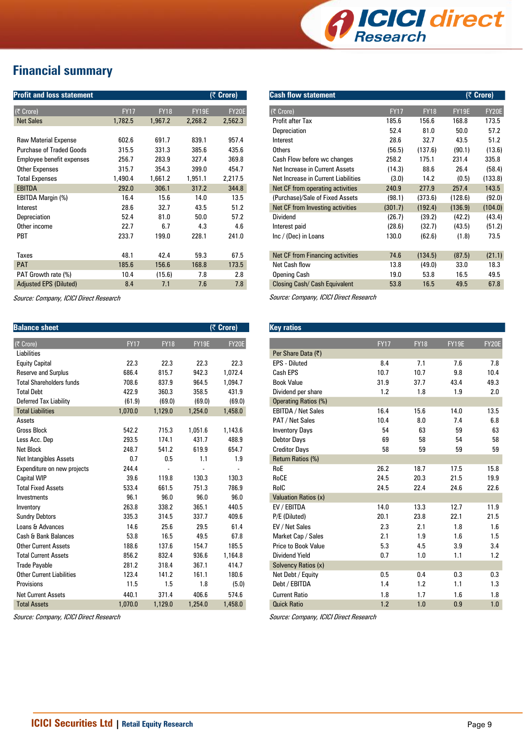# Financial summary

**Profit and loss statement** (₹ Crore)

| (₹ Crore) | FY17 | FY18 | FY19E | FY20E |
|---|---|---|---|---|
| Net Sales | 1,782.5 | 1,967.2 | 2,268.2 | 2,562.3 |
| | | | | |
| Raw Material Expense | 602.6 | 691.7 | 839.1 | 957.4 |
| Purchase of Traded Goods | 315.5 | 331.3 | 385.6 | 435.6 |
| Employee benefit expenses | 256.7 | 283.9 | 327.4 | 369.8 |
| Other Expenses | 315.7 | 354.3 | 399.0 | 454.7 |
| Total Expenses | 1,490.4 | 1,661.2 | 1,951.1 | 2,217.5 |
| EBITDA | 292.0 | 306.1 | 317.2 | 344.8 |
| EBITDA Margin (%) | 16.4 | 15.6 | 14.0 | 13.5 |
| Interest | 28.6 | 32.7 | 43.5 | 51.2 |
| Depreciation | 52.4 | 81.0 | 50.0 | 57.2 |
| Other income | 22.7 | 6.7 | 4.3 | 4.6 |
| PBT | 233.7 | 199.0 | 228.1 | 241.0 |
| | | | | |
| Taxes | 48.1 | 42.4 | 59.3 | 67.5 |
| PAT | 185.6 | 156.6 | 168.8 | 173.5 |
| PAT Growth rate (%) | 10.4 | (15.6) | 7.8 | 2.8 |
| Adjusted EPS (Diluted) | 8.4 | 7.1 | 7.6 | 7.8 |

*Source: Company, ICICI Direct Research*

**Cash flow statement** (₹ Crore)

| (₹ Crore) | FY17 | FY18 | FY19E | FY20E |
|---|---|---|---|---|
| Profit after Tax | 185.6 | 156.6 | 168.8 | 173.5 |
| Depreciation | 52.4 | 81.0 | 50.0 | 57.2 |
| Interest | 28.6 | 32.7 | 43.5 | 51.2 |
| Others | (56.5) | (137.6) | (90.1) | (13.6) |
| Cash Flow before wc changes | 258.2 | 175.1 | 231.4 | 335.8 |
| Net Increase in Current Assets | (14.3) | 88.6 | 26.4 | (58.4) |
| Net Increase in Current Liabilities | (3.0) | 14.2 | (0.5) | (133.8) |
| Net CF from operating activities | 240.9 | 277.9 | 257.4 | 143.5 |
| (Purchase)/Sale of Fixed Assets | (98.1) | (373.6) | (128.6) | (92.0) |
| Net CF from Investing activities | (301.7) | (192.4) | (136.9) | (104.0) |
| Dividend | (26.7) | (39.2) | (42.2) | (43.4) |
| Interest paid | (28.6) | (32.7) | (43.5) | (51.2) |
| Inc / (Dec) in Loans | 130.0 | (62.6) | (1.8) | 73.5 |
| | | | | |
| Net CF from Financing activities | 74.6 | (134.5) | (87.5) | (21.1) |
| Net Cash flow | 13.8 | (49.0) | 33.0 | 18.3 |
| Opening Cash | 19.0 | 53.8 | 16.5 | 49.5 |
| Closing Cash/ Cash Equivalent | 53.8 | 16.5 | 49.5 | 67.8 |

*Source: Company, ICICI Direct Research*

**Balance sheet** (₹ Crore)

| (₹ Crore) | FY17 | FY18 | FY19E | FY20E |
|---|---|---|---|---|
| Liabilities | | | | |
| Equity Capital | 22.3 | 22.3 | 22.3 | 22.3 |
| Reserve and Surplus | 686.4 | 815.7 | 942.3 | 1,072.4 |
| Total Shareholders funds | 708.6 | 837.9 | 964.5 | 1,094.7 |
| Total Debt | 422.9 | 360.3 | 358.5 | 431.9 |
| Deferred Tax Liability | (61.9) | (69.0) | (69.0) | (69.0) |
| Total Liabilities | 1,070.0 | 1,129.0 | 1,254.0 | 1,458.0 |
| Assets | | | | |
| Gross Block | 542.2 | 715.3 | 1,051.6 | 1,143.6 |
| Less Acc. Dep | 293.5 | 174.1 | 431.7 | 488.9 |
| Net Block | 248.7 | 541.2 | 619.9 | 654.7 |
| Net Intangibles Assets | 0.7 | 0.5 | 1.1 | 1.9 |
| Expenditure on new projects | 244.4 | - | - | - |
| Capital WIP | 39.6 | 119.8 | 130.3 | 130.3 |
| Total Fixed Assets | 533.4 | 661.5 | 751.3 | 786.9 |
| Investments | 96.1 | 96.0 | 96.0 | 96.0 |
| Inventory | 263.8 | 338.2 | 365.1 | 440.5 |
| Sundry Debtors | 335.3 | 314.5 | 337.7 | 409.6 |
| Loans & Advances | 14.6 | 25.6 | 29.5 | 61.4 |
| Cash & Bank Balances | 53.8 | 16.5 | 49.5 | 67.8 |
| Other Current Assets | 188.6 | 137.6 | 154.7 | 185.5 |
| Total Current Assets | 856.2 | 832.4 | 936.6 | 1,164.8 |
| Trade Payable | 281.2 | 318.4 | 367.1 | 414.7 |
| Other Current Liabilities | 123.4 | 141.2 | 161.1 | 180.6 |
| Provisions | 11.5 | 1.5 | 1.8 | (5.0) |
| Net Current Assets | 440.1 | 371.4 | 406.6 | 574.6 |
| Total Assets | 1,070.0 | 1,129.0 | 1,254.0 | 1,458.0 |

*Source: Company, ICICI Direct Research*

**Key ratios**

| | FY17 | FY18 | FY19E | FY20E |
|---|---|---|---|---|
| Per Share Data (₹) | | | | |
| EPS - Diluted | 8.4 | 7.1 | 7.6 | 7.8 |
| Cash EPS | 10.7 | 10.7 | 9.8 | 10.4 |
| Book Value | 31.9 | 37.7 | 43.4 | 49.3 |
| Dividend per share | 1.2 | 1.8 | 1.9 | 2.0 |
| Operating Ratios (%) | | | | |
| EBITDA / Net Sales | 16.4 | 15.6 | 14.0 | 13.5 |
| PAT / Net Sales | 10.4 | 8.0 | 7.4 | 6.8 |
| Inventory Days | 54 | 63 | 59 | 63 |
| Debtor Days | 69 | 58 | 54 | 58 |
| Creditor Days | 58 | 59 | 59 | 59 |
| Return Ratios (%) | | | | |
| RoE | 26.2 | 18.7 | 17.5 | 15.8 |
| RoCE | 24.5 | 20.3 | 21.5 | 19.9 |
| RoIC | 24.5 | 22.4 | 24.6 | 22.6 |
| Valuation Ratios (x) | | | | |
| EV / EBITDA | 14.0 | 13.3 | 12.7 | 11.9 |
| P/E (Diluted) | 20.1 | 23.8 | 22.1 | 21.5 |
| EV / Net Sales | 2.3 | 2.1 | 1.8 | 1.6 |
| Market Cap / Sales | 2.1 | 1.9 | 1.6 | 1.5 |
| Price to Book Value | 5.3 | 4.5 | 3.9 | 3.4 |
| Dividend Yield | 0.7 | 1.0 | 1.1 | 1.2 |
| Solvency Ratios (x) | | | | |
| Net Debt / Equity | 0.5 | 0.4 | 0.3 | 0.3 |
| Debt / EBITDA | 1.4 | 1.2 | 1.1 | 1.3 |
| Current Ratio | 1.8 | 1.7 | 1.6 | 1.8 |
| Quick Ratio | 1.2 | 1.0 | 0.9 | 1.0 |

*Source: Company, ICICI Direct Research*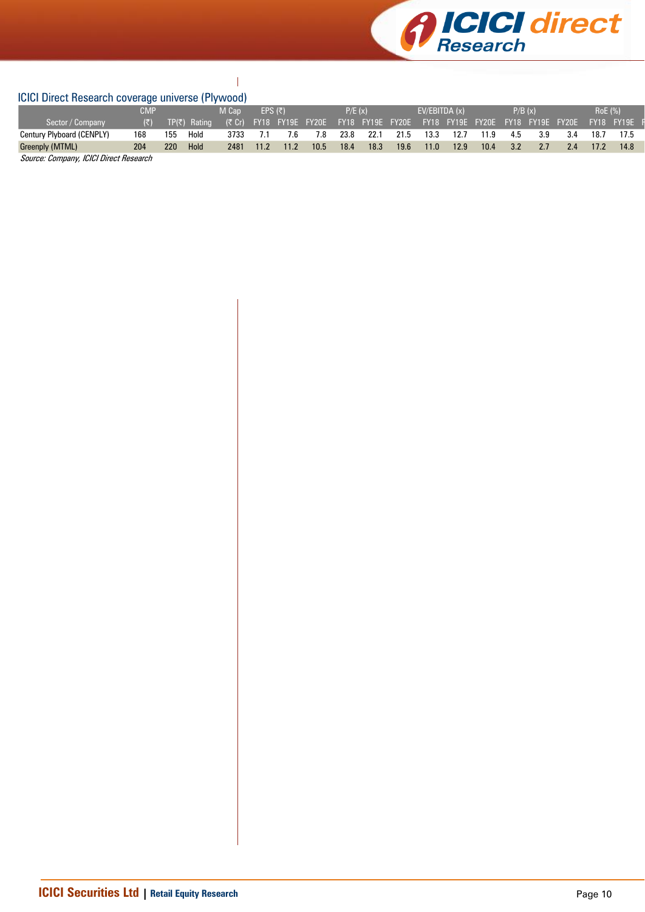### ICICI Direct Research coverage universe (Plywood)

| Sector / Company | CMP (₹) | TP(₹) | Rating | M Cap (₹ Cr) | EPS (₹) | | | P/E (x) | | | EV/EBITDA (x) | | | P/B (x) | | | RoE (%) | |
|---|---|---|---|---|---|---|---|---|---|---|---|---|---|---|---|---|---|---|
| | | | | | FY18 | FY19E | FY20E | FY18 | FY19E | FY20E | FY18 | FY19E | FY20E | FY18 | FY19E | FY20E | FY18 | FY19E |
| Century Plyboard (CENPLY) | 168 | 155 | Hold | 3733 | 7.1 | 7.6 | 7.8 | 23.8 | 22.1 | 21.5 | 13.3 | 12.7 | 11.9 | 4.5 | 3.9 | 3.4 | 18.7 | 17.5 |
| Greenply (MTML) | 204 | 220 | Hold | 2481 | 11.2 | 11.2 | 10.5 | 18.4 | 18.3 | 19.6 | 11.0 | 12.9 | 10.4 | 3.2 | 2.7 | 2.4 | 17.2 | 14.8 |

*Source: Company, ICICI Direct Research*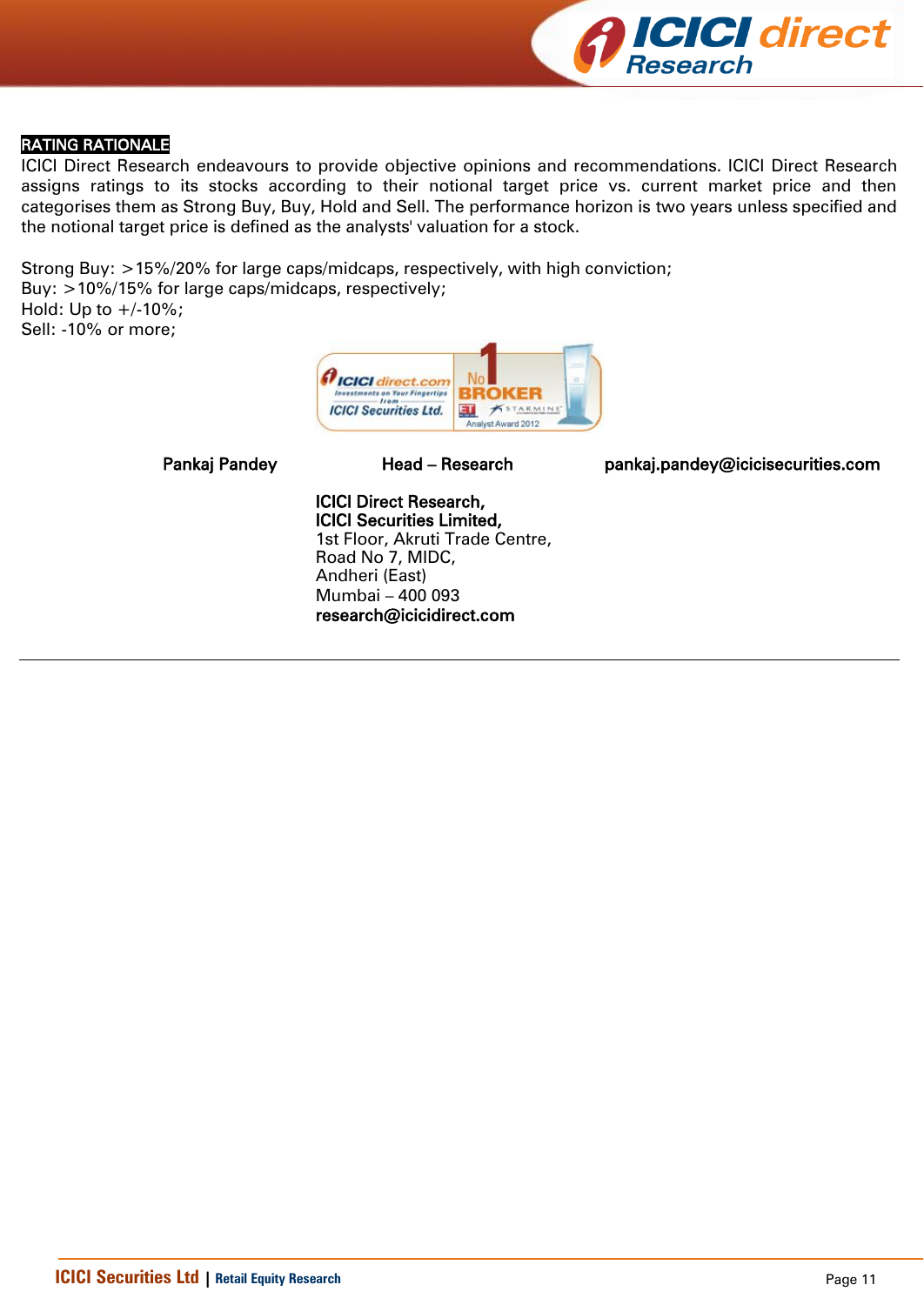## RATING RATIONALE

ICICI Direct Research endeavours to provide objective opinions and recommendations. ICICI Direct Research assigns ratings to its stocks according to their notional target price vs. current market price and then categorises them as Strong Buy, Buy, Hold and Sell. The performance horizon is two years unless specified and the notional target price is defined as the analysts' valuation for a stock.

Strong Buy: >15%/20% for large caps/midcaps, respectively, with high conviction;
Buy: >10%/15% for large caps/midcaps, respectively;
Hold: Up to +/-10%;
Sell: -10% or more;

**Pankaj Pandey** **Head – Research** **pankaj.pandey@icicisecurities.com**

**ICICI Direct Research,**
**ICICI Securities Limited,**
1st Floor, Akruti Trade Centre,
Road No 7, MIDC,
Andheri (East)
Mumbai – 400 093
**research@icicidirect.com**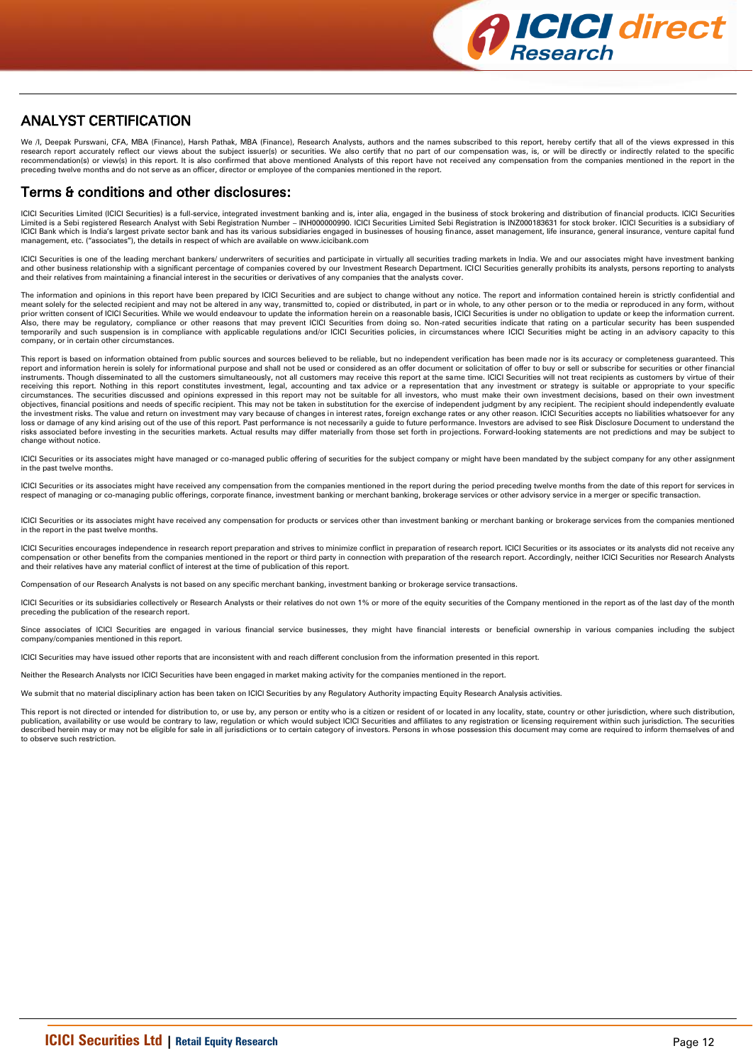## ANALYST CERTIFICATION

We /I, Deepak Purswani, CFA, MBA (Finance), Harsh Pathak, MBA (Finance), Research Analysts, authors and the names subscribed to this report, hereby certify that all of the views expressed in this research report accurately reflect our views about the subject issuer(s) or securities. We also certify that no part of our compensation was, is, or will be directly or indirectly related to the specific recommendation(s) or view(s) in this report. It is also confirmed that above mentioned Analysts of this report have not received any compensation from the companies mentioned in the report in the preceding twelve months and do not serve as an officer, director or employee of the companies mentioned in the report.

## Terms & conditions and other disclosures:

ICICI Securities Limited (ICICI Securities) is a full-service, integrated investment banking and is, inter alia, engaged in the business of stock brokering and distribution of financial products. ICICI Securities Limited is a Sebi registered Research Analyst with Sebi Registration Number – INH000000990. ICICI Securities Limited Sebi Registration is INZ000183631 for stock broker. ICICI Securities is a subsidiary of ICICI Bank which is India's largest private sector bank and has its various subsidiaries engaged in businesses of housing finance, asset management, life insurance, general insurance, venture capital fund management, etc. ("associates"), the details in respect of which are available on www.icicibank.com

ICICI Securities is one of the leading merchant bankers/ underwriters of securities and participate in virtually all securities trading markets in India. We and our associates might have investment banking and other business relationship with a significant percentage of companies covered by our Investment Research Department. ICICI Securities generally prohibits its analysts, persons reporting to analysts and their relatives from maintaining a financial interest in the securities or derivatives of any companies that the analysts cover.

The information and opinions in this report have been prepared by ICICI Securities and are subject to change without any notice. The report and information contained herein is strictly confidential and meant solely for the selected recipient and may not be altered in any way, transmitted to, copied or distributed, in part or in whole, to any other person or to the media or reproduced in any form, without prior written consent of ICICI Securities. While we would endeavour to update the information herein on a reasonable basis, ICICI Securities is under no obligation to update or keep the information current. Also, there may be regulatory, compliance or other reasons that may prevent ICICI Securities from doing so. Non-rated securities indicate that rating on a particular security has been suspended temporarily and such suspension is in compliance with applicable regulations and/or ICICI Securities policies, in circumstances where ICICI Securities might be acting in an advisory capacity to this company, or in certain other circumstances.

This report is based on information obtained from public sources and sources believed to be reliable, but no independent verification has been made nor is its accuracy or completeness guaranteed. This report and information herein is solely for informational purpose and shall not be used or considered as an offer document or solicitation of offer to buy or sell or subscribe for securities or other financial instruments. Though disseminated to all the customers simultaneously, not all customers may receive this report at the same time. ICICI Securities will not treat recipients as customers by virtue of their receiving this report. Nothing in this report constitutes investment, legal, accounting and tax advice or a representation that any investment or strategy is suitable or appropriate to your specific circumstances. The securities discussed and opinions expressed in this report may not be suitable for all investors, who must make their own investment decisions, based on their own investment objectives, financial positions and needs of specific recipient. This may not be taken in substitution for the exercise of independent judgment by any recipient. The recipient should independently evaluate the investment risks. The value and return on investment may vary because of changes in interest rates, foreign exchange rates or any other reason. ICICI Securities accepts no liabilities whatsoever for any loss or damage of any kind arising out of the use of this report. Past performance is not necessarily a guide to future performance. Investors are advised to see Risk Disclosure Document to understand the risks associated before investing in the securities markets. Actual results may differ materially from those set forth in projections. Forward-looking statements are not predictions and may be subject to change without notice.

ICICI Securities or its associates might have managed or co-managed public offering of securities for the subject company or might have been mandated by the subject company for any other assignment in the past twelve months.

ICICI Securities or its associates might have received any compensation from the companies mentioned in the report during the period preceding twelve months from the date of this report for services in respect of managing or co-managing public offerings, corporate finance, investment banking or merchant banking, brokerage services or other advisory service in a merger or specific transaction.

ICICI Securities or its associates might have received any compensation for products or services other than investment banking or merchant banking or brokerage services from the companies mentioned in the report in the past twelve months.

ICICI Securities encourages independence in research report preparation and strives to minimize conflict in preparation of research report. ICICI Securities or its associates or its analysts did not receive any compensation or other benefits from the companies mentioned in the report or third party in connection with preparation of the research report. Accordingly, neither ICICI Securities nor Research Analysts and their relatives have any material conflict of interest at the time of publication of this report.

Compensation of our Research Analysts is not based on any specific merchant banking, investment banking or brokerage service transactions.

ICICI Securities or its subsidiaries collectively or Research Analysts or their relatives do not own 1% or more of the equity securities of the Company mentioned in the report as of the last day of the month preceding the publication of the research report.

Since associates of ICICI Securities are engaged in various financial service businesses, they might have financial interests or beneficial ownership in various companies including the subject company/companies mentioned in this report.

ICICI Securities may have issued other reports that are inconsistent with and reach different conclusion from the information presented in this report.

Neither the Research Analysts nor ICICI Securities have been engaged in market making activity for the companies mentioned in the report.

We submit that no material disciplinary action has been taken on ICICI Securities by any Regulatory Authority impacting Equity Research Analysis activities.

This report is not directed or intended for distribution to, or use by, any person or entity who is a citizen or resident of or located in any locality, state, country or other jurisdiction, where such distribution, publication, availability or use would be contrary to law, regulation or which would subject ICICI Securities and affiliates to any registration or licensing requirement within such jurisdiction. The securities described herein may or may not be eligible for sale in all jurisdictions or to certain category of investors. Persons in whose possession this document may come are required to inform themselves of and to observe such restriction.